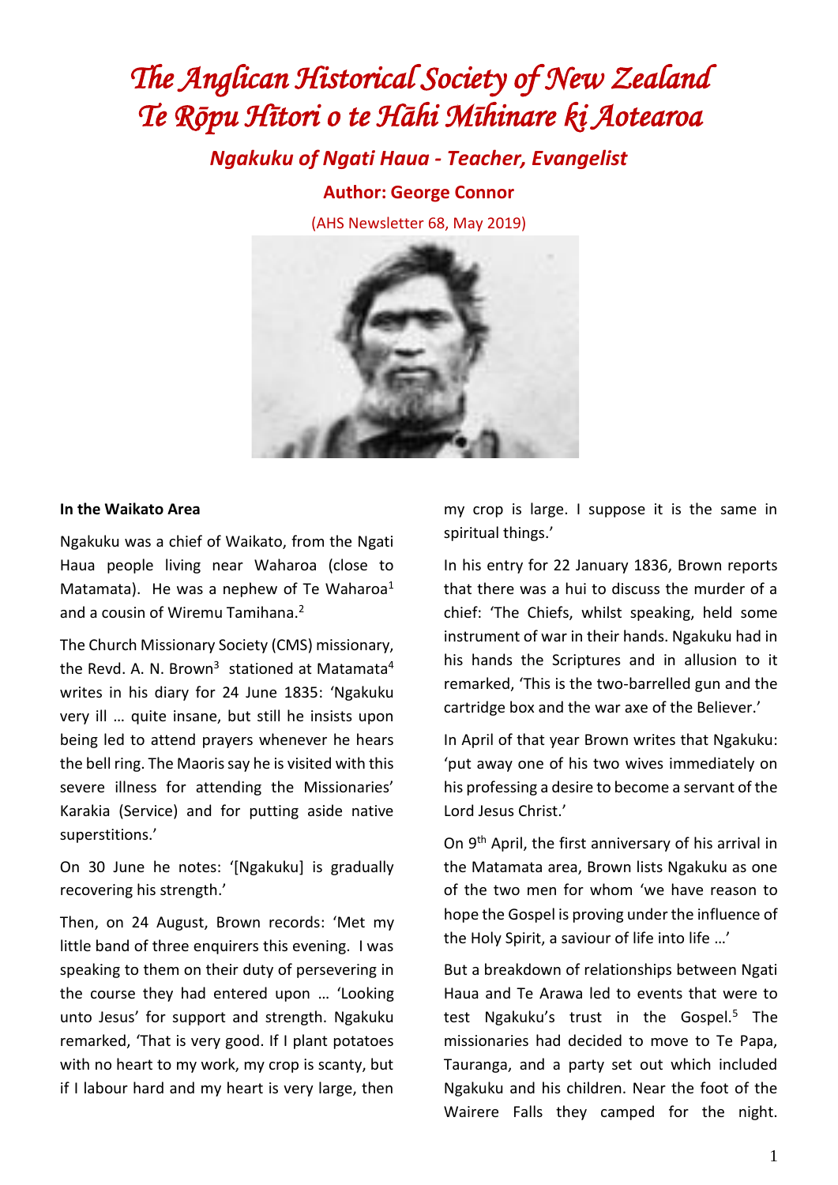# *The Anglican Historical Society of New Zealand*
# *Te Rōpu Hītori o te Hāhi Mīhinare ki Aotearoa*

## *Ngakuku of Ngati Haua - Teacher, Evangelist*

### Author: George Connor

(AHS Newsletter 68, May 2019)

**In the Waikato Area**

Ngakuku was a chief of Waikato, from the Ngati Haua people living near Waharoa (close to Matamata). He was a nephew of Te Waharoa[1] and a cousin of Wiremu Tamihana.[2]

The Church Missionary Society (CMS) missionary, the Revd. A. N. Brown[3] stationed at Matamata[4] writes in his diary for 24 June 1835: 'Ngakuku very ill … quite insane, but still he insists upon being led to attend prayers whenever he hears the bell ring. The Maoris say he is visited with this severe illness for attending the Missionaries' Karakia (Service) and for putting aside native superstitions.'

On 30 June he notes: '[Ngakuku] is gradually recovering his strength.'

Then, on 24 August, Brown records: 'Met my little band of three enquirers this evening. I was speaking to them on their duty of persevering in the course they had entered upon … 'Looking unto Jesus' for support and strength. Ngakuku remarked, 'That is very good. If I plant potatoes with no heart to my work, my crop is scanty, but if I labour hard and my heart is very large, then my crop is large. I suppose it is the same in spiritual things.'

In his entry for 22 January 1836, Brown reports that there was a hui to discuss the murder of a chief: 'The Chiefs, whilst speaking, held some instrument of war in their hands. Ngakuku had in his hands the Scriptures and in allusion to it remarked, 'This is the two-barrelled gun and the cartridge box and the war axe of the Believer.'

In April of that year Brown writes that Ngakuku: 'put away one of his two wives immediately on his professing a desire to become a servant of the Lord Jesus Christ.'

On 9th April, the first anniversary of his arrival in the Matamata area, Brown lists Ngakuku as one of the two men for whom 'we have reason to hope the Gospel is proving under the influence of the Holy Spirit, a saviour of life into life …'

But a breakdown of relationships between Ngati Haua and Te Arawa led to events that were to test Ngakuku's trust in the Gospel.[5] The missionaries had decided to move to Te Papa, Tauranga, and a party set out which included Ngakuku and his children. Near the foot of the Wairere Falls they camped for the night.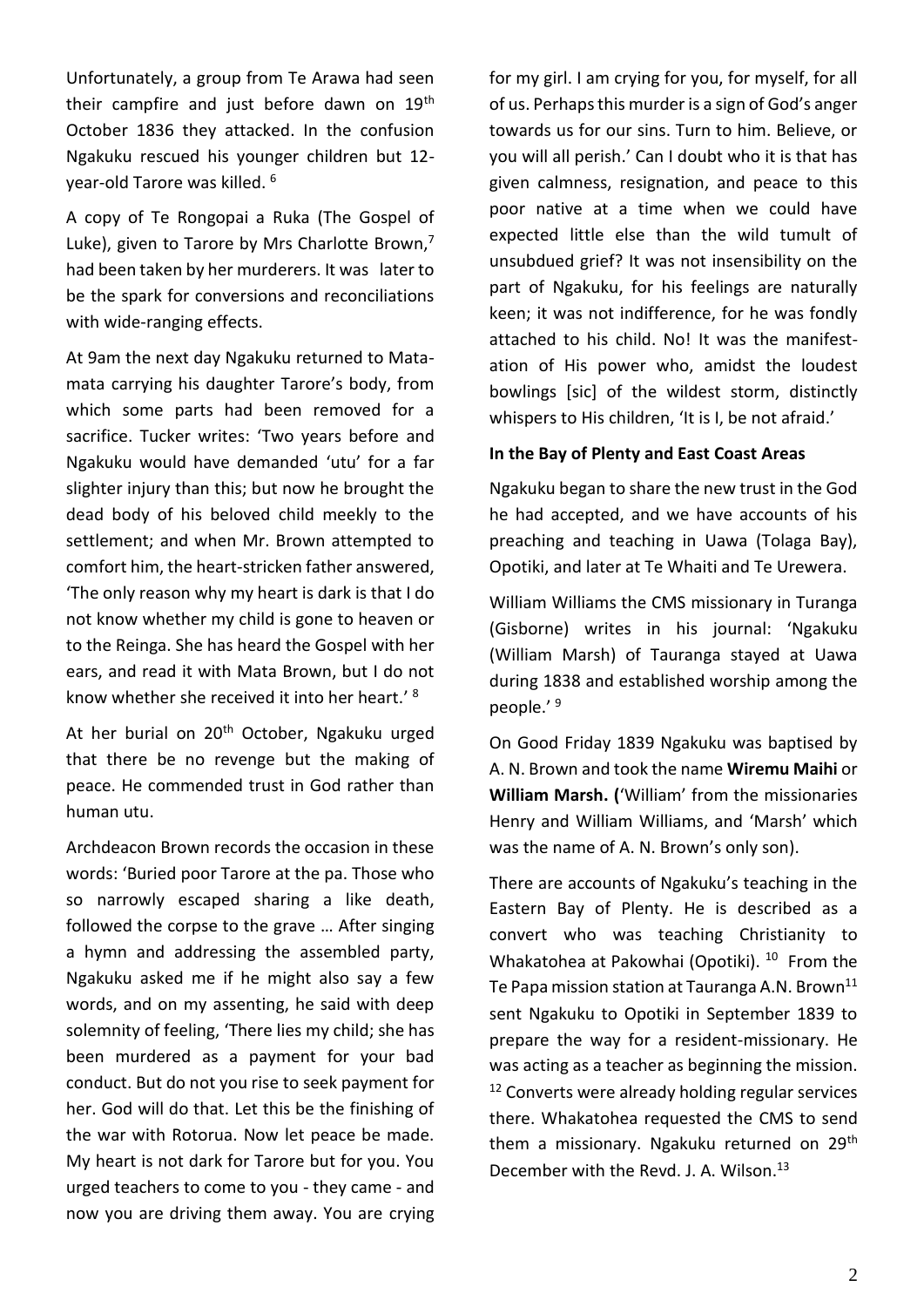Unfortunately, a group from Te Arawa had seen their campfire and just before dawn on 19th October 1836 they attacked. In the confusion Ngakuku rescued his younger children but 12-year-old Tarore was killed. [6]

A copy of Te Rongopai a Ruka (The Gospel of Luke), given to Tarore by Mrs Charlotte Brown,[7] had been taken by her murderers. It was later to be the spark for conversions and reconciliations with wide-ranging effects.

At 9am the next day Ngakuku returned to Matamata carrying his daughter Tarore's body, from which some parts had been removed for a sacrifice. Tucker writes: 'Two years before and Ngakuku would have demanded 'utu' for a far slighter injury than this; but now he brought the dead body of his beloved child meekly to the settlement; and when Mr. Brown attempted to comfort him, the heart-stricken father answered, 'The only reason why my heart is dark is that I do not know whether my child is gone to heaven or to the Reinga. She has heard the Gospel with her ears, and read it with Mata Brown, but I do not know whether she received it into her heart.' [8]

At her burial on 20th October, Ngakuku urged that there be no revenge but the making of peace. He commended trust in God rather than human utu.

Archdeacon Brown records the occasion in these words: 'Buried poor Tarore at the pa. Those who so narrowly escaped sharing a like death, followed the corpse to the grave … After singing a hymn and addressing the assembled party, Ngakuku asked me if he might also say a few words, and on my assenting, he said with deep solemnity of feeling, 'There lies my child; she has been murdered as a payment for your bad conduct. But do not you rise to seek payment for her. God will do that. Let this be the finishing of the war with Rotorua. Now let peace be made. My heart is not dark for Tarore but for you. You urged teachers to come to you - they came - and now you are driving them away. You are crying for my girl. I am crying for you, for myself, for all of us. Perhaps this murder is a sign of God's anger towards us for our sins. Turn to him. Believe, or you will all perish.' Can I doubt who it is that has given calmness, resignation, and peace to this poor native at a time when we could have expected little else than the wild tumult of unsubdued grief? It was not insensibility on the part of Ngakuku, for his feelings are naturally keen; it was not indifference, for he was fondly attached to his child. No! It was the manifestation of His power who, amidst the loudest bowlings [sic] of the wildest storm, distinctly whispers to His children, 'It is I, be not afraid.'

**In the Bay of Plenty and East Coast Areas**

Ngakuku began to share the new trust in the God he had accepted, and we have accounts of his preaching and teaching in Uawa (Tolaga Bay), Opotiki, and later at Te Whaiti and Te Urewera.

William Williams the CMS missionary in Turanga (Gisborne) writes in his journal: 'Ngakuku (William Marsh) of Tauranga stayed at Uawa during 1838 and established worship among the people.' [9]

On Good Friday 1839 Ngakuku was baptised by A. N. Brown and took the name **Wiremu Maihi** or **William Marsh. (**'William' from the missionaries Henry and William Williams, and 'Marsh' which was the name of A. N. Brown's only son).

There are accounts of Ngakuku's teaching in the Eastern Bay of Plenty. He is described as a convert who was teaching Christianity to Whakatohea at Pakowhai (Opotiki). [10] From the Te Papa mission station at Tauranga A.N. Brown[11] sent Ngakuku to Opotiki in September 1839 to prepare the way for a resident-missionary. He was acting as a teacher as beginning the mission. [12] Converts were already holding regular services there. Whakatohea requested the CMS to send them a missionary. Ngakuku returned on 29th December with the Revd. J. A. Wilson.[13]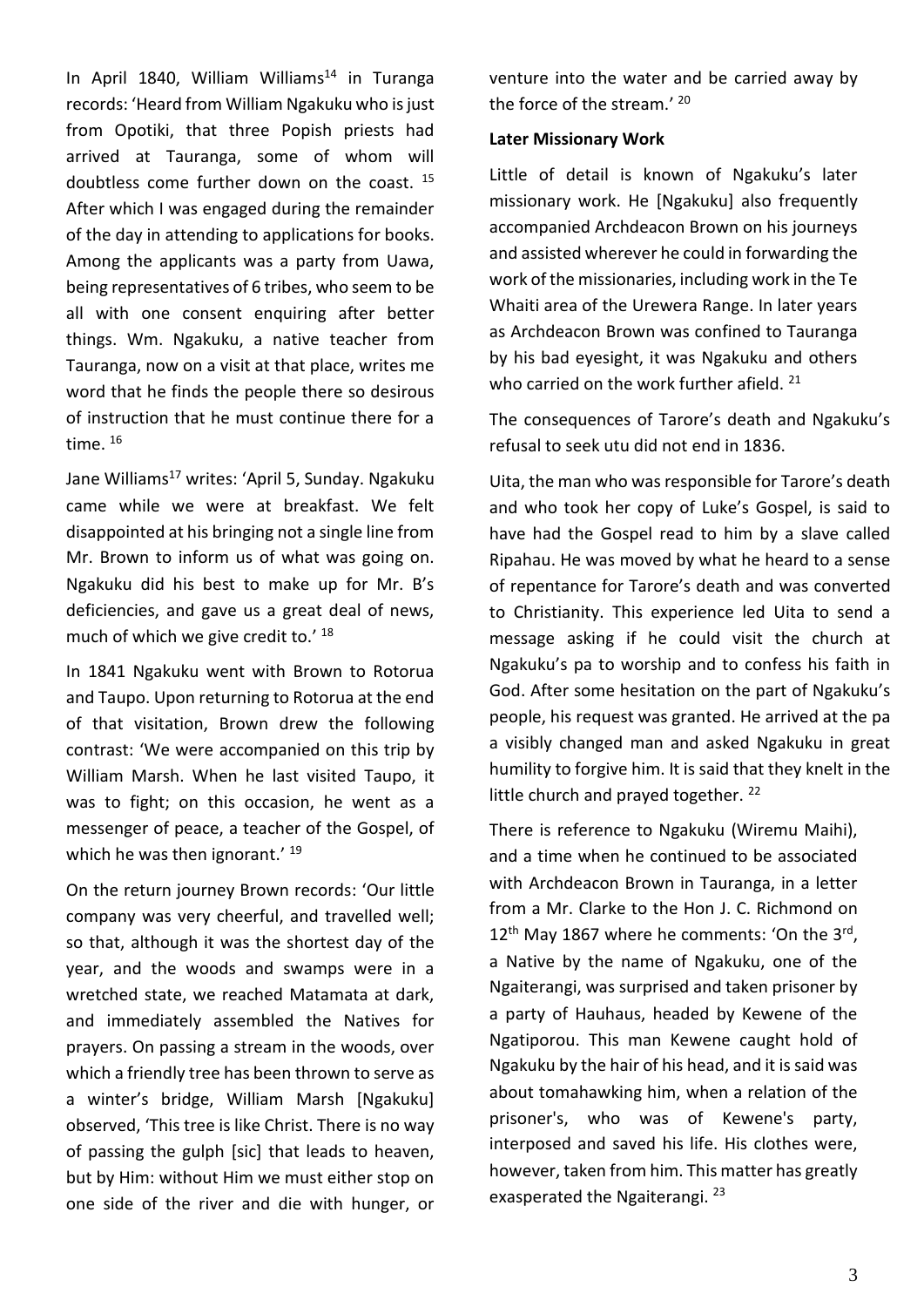In April 1840, William Williams[14] in Turanga records: 'Heard from William Ngakuku who is just from Opotiki, that three Popish priests had arrived at Tauranga, some of whom will doubtless come further down on the coast. [15] After which I was engaged during the remainder of the day in attending to applications for books. Among the applicants was a party from Uawa, being representatives of 6 tribes, who seem to be all with one consent enquiring after better things. Wm. Ngakuku, a native teacher from Tauranga, now on a visit at that place, writes me word that he finds the people there so desirous of instruction that he must continue there for a time. [16]

Jane Williams[17] writes: 'April 5, Sunday. Ngakuku came while we were at breakfast. We felt disappointed at his bringing not a single line from Mr. Brown to inform us of what was going on. Ngakuku did his best to make up for Mr. B's deficiencies, and gave us a great deal of news, much of which we give credit to.' [18]

In 1841 Ngakuku went with Brown to Rotorua and Taupo. Upon returning to Rotorua at the end of that visitation, Brown drew the following contrast: 'We were accompanied on this trip by William Marsh. When he last visited Taupo, it was to fight; on this occasion, he went as a messenger of peace, a teacher of the Gospel, of which he was then ignorant.' [19]

On the return journey Brown records: 'Our little company was very cheerful, and travelled well; so that, although it was the shortest day of the year, and the woods and swamps were in a wretched state, we reached Matamata at dark, and immediately assembled the Natives for prayers. On passing a stream in the woods, over which a friendly tree has been thrown to serve as a winter's bridge, William Marsh [Ngakuku] observed, 'This tree is like Christ. There is no way of passing the gulph [sic] that leads to heaven, but by Him: without Him we must either stop on one side of the river and die with hunger, or venture into the water and be carried away by the force of the stream.' [20]

**Later Missionary Work**

Little of detail is known of Ngakuku's later missionary work. He [Ngakuku] also frequently accompanied Archdeacon Brown on his journeys and assisted wherever he could in forwarding the work of the missionaries, including work in the Te Whaiti area of the Urewera Range. In later years as Archdeacon Brown was confined to Tauranga by his bad eyesight, it was Ngakuku and others who carried on the work further afield. [21]

The consequences of Tarore's death and Ngakuku's refusal to seek utu did not end in 1836.

Uita, the man who was responsible for Tarore's death and who took her copy of Luke's Gospel, is said to have had the Gospel read to him by a slave called Ripahau. He was moved by what he heard to a sense of repentance for Tarore's death and was converted to Christianity. This experience led Uita to send a message asking if he could visit the church at Ngakuku's pa to worship and to confess his faith in God. After some hesitation on the part of Ngakuku's people, his request was granted. He arrived at the pa a visibly changed man and asked Ngakuku in great humility to forgive him. It is said that they knelt in the little church and prayed together. [22]

There is reference to Ngakuku (Wiremu Maihi), and a time when he continued to be associated with Archdeacon Brown in Tauranga, in a letter from a Mr. Clarke to the Hon J. C. Richmond on 12th May 1867 where he comments: 'On the 3rd, a Native by the name of Ngakuku, one of the Ngaiterangi, was surprised and taken prisoner by a party of Hauhaus, headed by Kewene of the Ngatiporou. This man Kewene caught hold of Ngakuku by the hair of his head, and it is said was about tomahawking him, when a relation of the prisoner's, who was of Kewene's party, interposed and saved his life. His clothes were, however, taken from him. This matter has greatly exasperated the Ngaiterangi. [23]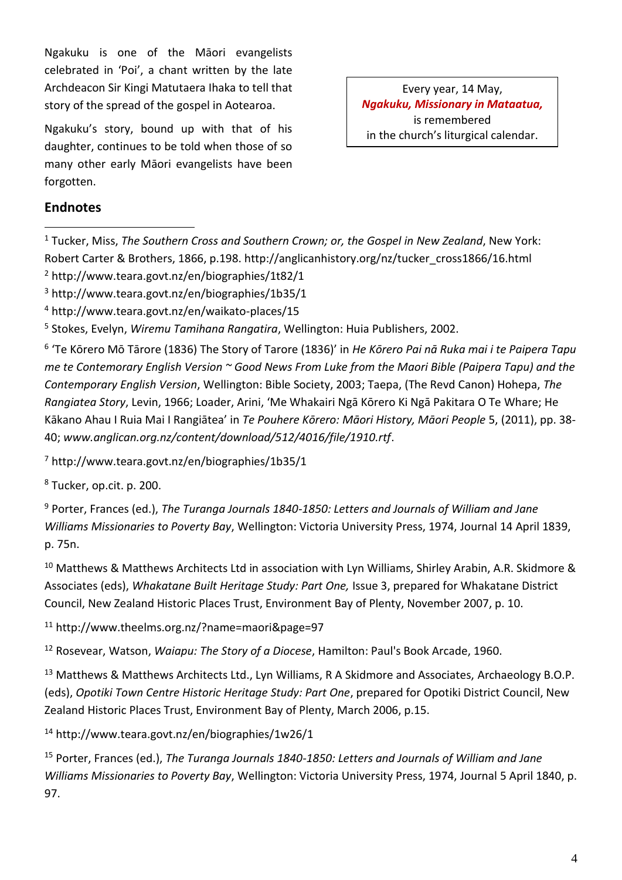Ngakuku is one of the Māori evangelists celebrated in 'Poi', a chant written by the late Archdeacon Sir Kingi Matutaera Ihaka to tell that story of the spread of the gospel in Aotearoa.

Ngakuku's story, bound up with that of his daughter, continues to be told when those of so many other early Māori evangelists have been forgotten.

Every year, 14 May,
***Ngakuku, Missionary in Mataatua,***
is remembered
in the church's liturgical calendar.

## Endnotes

[1] Tucker, Miss, *The Southern Cross and Southern Crown; or, the Gospel in New Zealand*, New York: Robert Carter & Brothers, 1866, p.198. http://anglicanhistory.org/nz/tucker_cross1866/16.html

[2] http://www.teara.govt.nz/en/biographies/1t82/1

[3] http://www.teara.govt.nz/en/biographies/1b35/1

[4] http://www.teara.govt.nz/en/waikato-places/15

[5] Stokes, Evelyn, *Wiremu Tamihana Rangatira*, Wellington: Huia Publishers, 2002.

[6] 'Te Kōrero Mō Tārore (1836) The Story of Tarore (1836)' in *He Kōrero Pai nā Ruka mai i te Paipera Tapu me te Contemorary English Version ~ Good News From Luke from the Maori Bible (Paipera Tapu) and the Contemporary English Version*, Wellington: Bible Society, 2003; Taepa, (The Revd Canon) Hohepa, *The Rangiatea Story*, Levin, 1966; Loader, Arini, 'Me Whakairi Ngā Kōrero Ki Ngā Pakitara O Te Whare; He Kākano Ahau I Ruia Mai I Rangiātea' in *Te Pouhere Kōrero: Māori History, Māori People* 5, (2011), pp. 38-40; *www.anglican.org.nz/content/download/512/4016/file/1910.rtf*.

[7] http://www.teara.govt.nz/en/biographies/1b35/1

[8] Tucker, op.cit. p. 200.

[9] Porter, Frances (ed.), *The Turanga Journals 1840-1850: Letters and Journals of William and Jane Williams Missionaries to Poverty Bay*, Wellington: Victoria University Press, 1974, Journal 14 April 1839, p. 75n.

[10] Matthews & Matthews Architects Ltd in association with Lyn Williams, Shirley Arabin, A.R. Skidmore & Associates (eds), *Whakatane Built Heritage Study: Part One,* Issue 3, prepared for Whakatane District Council, New Zealand Historic Places Trust, Environment Bay of Plenty, November 2007, p. 10.

[11] http://www.theelms.org.nz/?name=maori&page=97

[12] Rosevear, Watson, *Waiapu: The Story of a Diocese*, Hamilton: Paul's Book Arcade, 1960.

[13] Matthews & Matthews Architects Ltd., Lyn Williams, R A Skidmore and Associates, Archaeology B.O.P. (eds), *Opotiki Town Centre Historic Heritage Study: Part One*, prepared for Opotiki District Council, New Zealand Historic Places Trust, Environment Bay of Plenty, March 2006, p.15.

[14] http://www.teara.govt.nz/en/biographies/1w26/1

[15] Porter, Frances (ed.), *The Turanga Journals 1840-1850: Letters and Journals of William and Jane Williams Missionaries to Poverty Bay*, Wellington: Victoria University Press, 1974, Journal 5 April 1840, p. 97.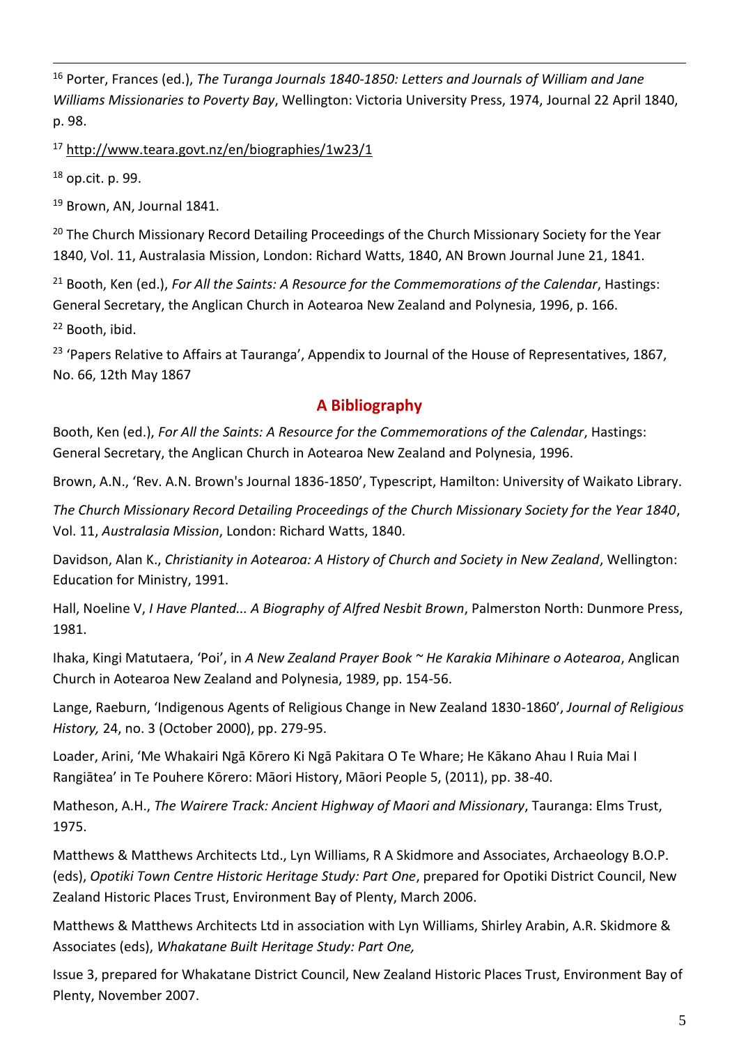[16] Porter, Frances (ed.), *The Turanga Journals 1840-1850: Letters and Journals of William and Jane Williams Missionaries to Poverty Bay*, Wellington: Victoria University Press, 1974, Journal 22 April 1840, p. 98.

[17] http://www.teara.govt.nz/en/biographies/1w23/1

[18] op.cit. p. 99.

[19] Brown, AN, Journal 1841.

[20] The Church Missionary Record Detailing Proceedings of the Church Missionary Society for the Year 1840, Vol. 11, Australasia Mission, London: Richard Watts, 1840, AN Brown Journal June 21, 1841.

[21] Booth, Ken (ed.), *For All the Saints: A Resource for the Commemorations of the Calendar*, Hastings: General Secretary, the Anglican Church in Aotearoa New Zealand and Polynesia, 1996, p. 166.

[22] Booth, ibid.

[23] 'Papers Relative to Affairs at Tauranga', Appendix to Journal of the House of Representatives, 1867, No. 66, 12th May 1867

## A Bibliography

Booth, Ken (ed.), *For All the Saints: A Resource for the Commemorations of the Calendar*, Hastings: General Secretary, the Anglican Church in Aotearoa New Zealand and Polynesia, 1996.

Brown, A.N., 'Rev. A.N. Brown's Journal 1836-1850', Typescript, Hamilton: University of Waikato Library.

*The Church Missionary Record Detailing Proceedings of the Church Missionary Society for the Year 1840*, Vol. 11, *Australasia Mission*, London: Richard Watts, 1840.

Davidson, Alan K., *Christianity in Aotearoa: A History of Church and Society in New Zealand*, Wellington: Education for Ministry, 1991.

Hall, Noeline V, *I Have Planted... A Biography of Alfred Nesbit Brown*, Palmerston North: Dunmore Press, 1981.

Ihaka, Kingi Matutaera, 'Poi', in *A New Zealand Prayer Book ~ He Karakia Mihinare o Aotearoa*, Anglican Church in Aotearoa New Zealand and Polynesia, 1989, pp. 154-56.

Lange, Raeburn, 'Indigenous Agents of Religious Change in New Zealand 1830-1860', *Journal of Religious History,* 24, no. 3 (October 2000), pp. 279-95.

Loader, Arini, 'Me Whakairi Ngā Kōrero Ki Ngā Pakitara O Te Whare; He Kākano Ahau I Ruia Mai I Rangiātea' in Te Pouhere Kōrero: Māori History, Māori People 5, (2011), pp. 38-40.

Matheson, A.H., *The Wairere Track: Ancient Highway of Maori and Missionary*, Tauranga: Elms Trust, 1975.

Matthews & Matthews Architects Ltd., Lyn Williams, R A Skidmore and Associates, Archaeology B.O.P. (eds), *Opotiki Town Centre Historic Heritage Study: Part One*, prepared for Opotiki District Council, New Zealand Historic Places Trust, Environment Bay of Plenty, March 2006.

Matthews & Matthews Architects Ltd in association with Lyn Williams, Shirley Arabin, A.R. Skidmore & Associates (eds), *Whakatane Built Heritage Study: Part One,*

Issue 3, prepared for Whakatane District Council, New Zealand Historic Places Trust, Environment Bay of Plenty, November 2007.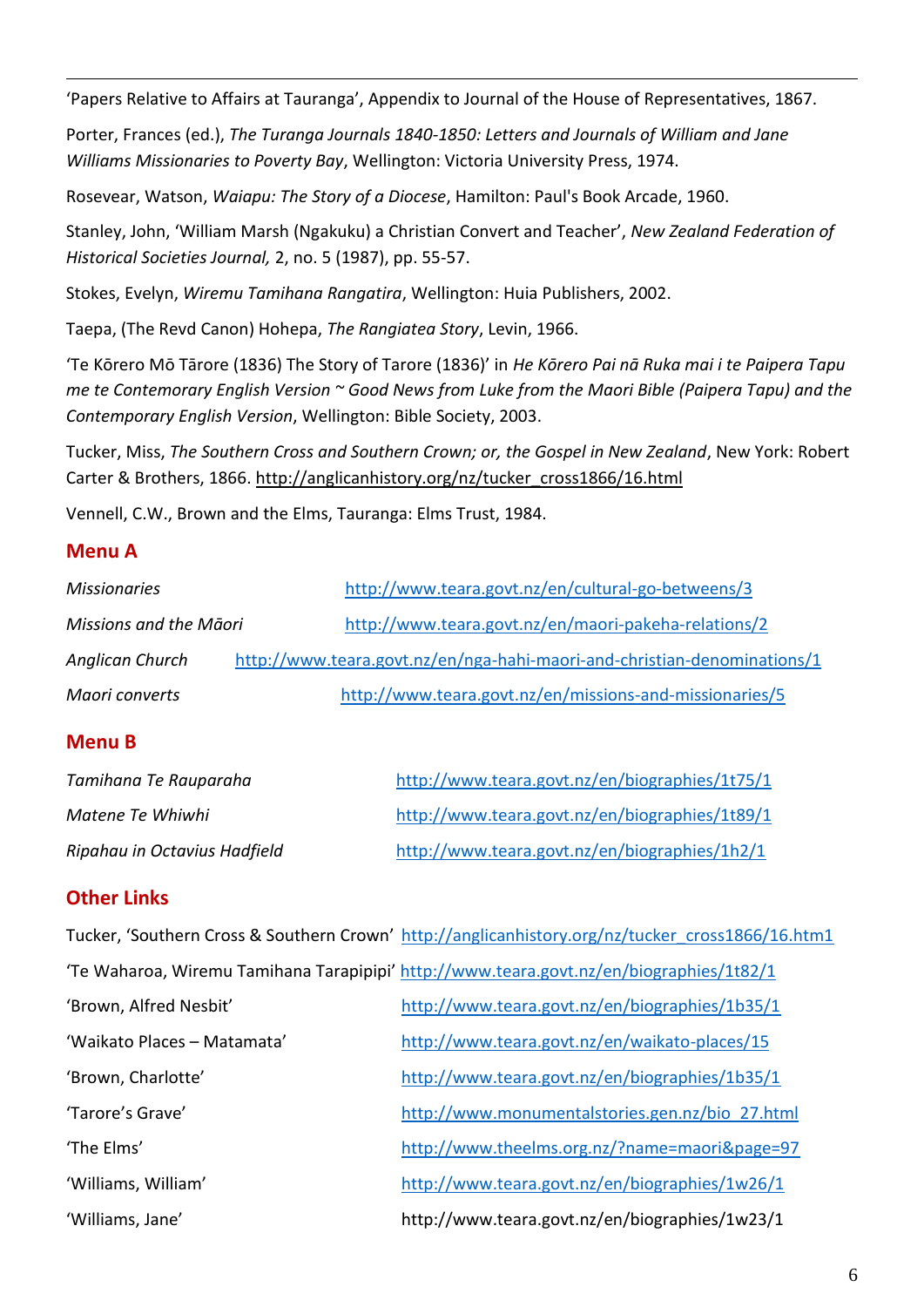'Papers Relative to Affairs at Tauranga', Appendix to Journal of the House of Representatives, 1867.

Porter, Frances (ed.), *The Turanga Journals 1840-1850: Letters and Journals of William and Jane Williams Missionaries to Poverty Bay*, Wellington: Victoria University Press, 1974.

Rosevear, Watson, *Waiapu: The Story of a Diocese*, Hamilton: Paul's Book Arcade, 1960.

Stanley, John, 'William Marsh (Ngakuku) a Christian Convert and Teacher', *New Zealand Federation of Historical Societies Journal,* 2, no. 5 (1987), pp. 55-57.

Stokes, Evelyn, *Wiremu Tamihana Rangatira*, Wellington: Huia Publishers, 2002.

Taepa, (The Revd Canon) Hohepa, *The Rangiatea Story*, Levin, 1966.

'Te Kōrero Mō Tārore (1836) The Story of Tarore (1836)' in *He Kōrero Pai nā Ruka mai i te Paipera Tapu me te Contemorary English Version ~ Good News from Luke from the Maori Bible (Paipera Tapu) and the Contemporary English Version*, Wellington: Bible Society, 2003.

Tucker, Miss, *The Southern Cross and Southern Crown; or, the Gospel in New Zealand*, New York: Robert Carter & Brothers, 1866. http://anglicanhistory.org/nz/tucker_cross1866/16.html

Vennell, C.W., Brown and the Elms, Tauranga: Elms Trust, 1984.

## Menu A

| | |
|---|---|
| *Missionaries* | http://www.teara.govt.nz/en/cultural-go-betweens/3 |
| *Missions and the Māori* | http://www.teara.govt.nz/en/maori-pakeha-relations/2 |
| *Anglican Church* | http://www.teara.govt.nz/en/nga-hahi-maori-and-christian-denominations/1 |
| *Maori converts* | http://www.teara.govt.nz/en/missions-and-missionaries/5 |

## Menu B

| | |
|---|---|
| *Tamihana Te Rauparaha* | http://www.teara.govt.nz/en/biographies/1t75/1 |
| *Matene Te Whiwhi* | http://www.teara.govt.nz/en/biographies/1t89/1 |
| *Ripahau in Octavius Hadfield* | http://www.teara.govt.nz/en/biographies/1h2/1 |

## Other Links

| | |
|---|---|
| Tucker, 'Southern Cross & Southern Crown' | http://anglicanhistory.org/nz/tucker_cross1866/16.htm1 |
| 'Te Waharoa, Wiremu Tamihana Tarapipipi' | http://www.teara.govt.nz/en/biographies/1t82/1 |
| 'Brown, Alfred Nesbit' | http://www.teara.govt.nz/en/biographies/1b35/1 |
| 'Waikato Places – Matamata' | http://www.teara.govt.nz/en/waikato-places/15 |
| 'Brown, Charlotte' | http://www.teara.govt.nz/en/biographies/1b35/1 |
| 'Tarore's Grave' | http://www.monumentalstories.gen.nz/bio_27.html |
| 'The Elms' | http://www.theelms.org.nz/?name=maori&page=97 |
| 'Williams, William' | http://www.teara.govt.nz/en/biographies/1w26/1 |
| 'Williams, Jane' | http://www.teara.govt.nz/en/biographies/1w23/1 |